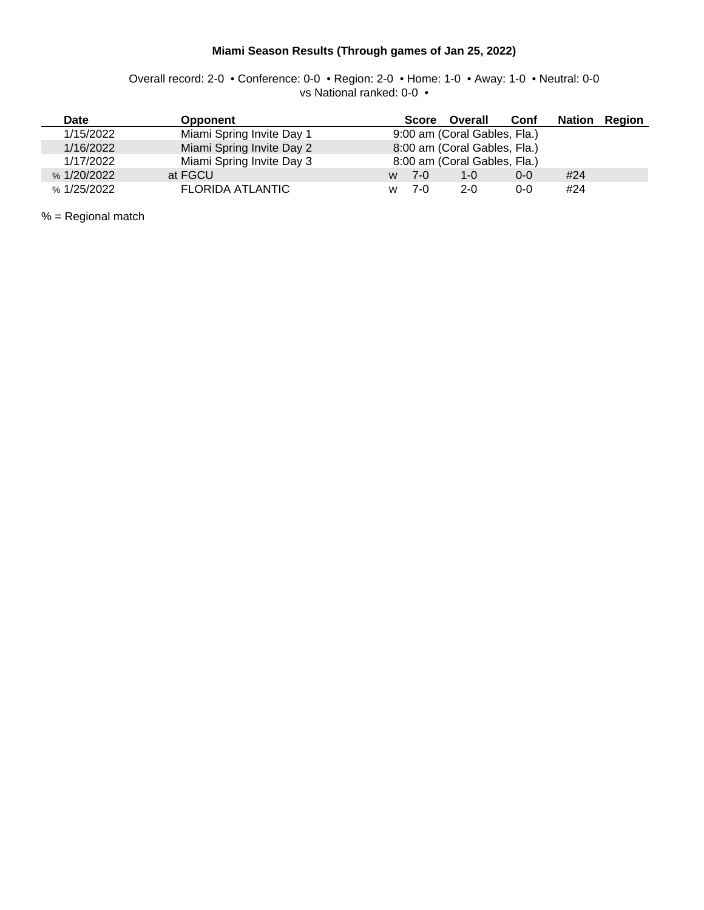**Miami Season Results (Through games of Jan 25, 2022)**

Overall record: 2-0 • Conference: 0-0 • Region: 2-0 • Home: 1-0 • Away: 1-0 • Neutral: 0-0
vs National ranked: 0-0 •

| Date | Opponent | | Score | Overall | Conf | Nation | Region |
|---|---|---|---|---|---|---|---|
| 1/15/2022 | Miami Spring Invite Day 1 | | 9:00 am (Coral Gables, Fla.) | | | | |
| 1/16/2022 | Miami Spring Invite Day 2 | | 8:00 am (Coral Gables, Fla.) | | | | |
| 1/17/2022 | Miami Spring Invite Day 3 | | 8:00 am (Coral Gables, Fla.) | | | | |
| % 1/20/2022 | at FGCU | W | 7-0 | 1-0 | 0-0 | #24 | |
| % 1/25/2022 | FLORIDA ATLANTIC | W | 7-0 | 2-0 | 0-0 | #24 | |

% = Regional match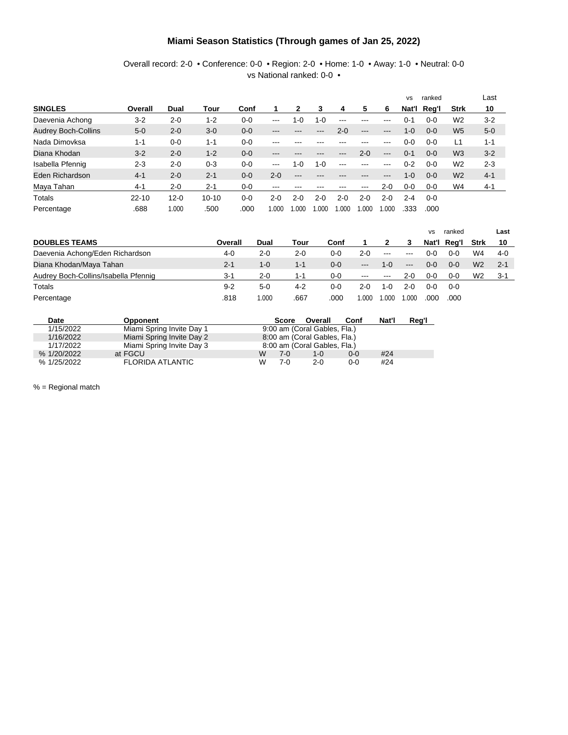# Miami Season Statistics (Through games of Jan 25, 2022)

Overall record: 2-0 • Conference: 0-0 • Region: 2-0 • Home: 1-0 • Away: 1-0 • Neutral: 0-0
vs National ranked: 0-0 •

| SINGLES | Overall | Dual | Tour | Conf | 1 | 2 | 3 | 4 | 5 | 6 | vs Nat'l | ranked Reg'l | Strk | Last 10 |
|---|---|---|---|---|---|---|---|---|---|---|---|---|---|---|
| Daevenia Achong | 3-2 | 2-0 | 1-2 | 0-0 | --- | 1-0 | 1-0 | --- | --- | --- | 0-1 | 0-0 | W2 | 3-2 |
| Audrey Boch-Collins | 5-0 | 2-0 | 3-0 | 0-0 | --- | --- | --- | 2-0 | --- | --- | 1-0 | 0-0 | W5 | 5-0 |
| Nada Dimovksa | 1-1 | 0-0 | 1-1 | 0-0 | --- | --- | --- | --- | --- | --- | 0-0 | 0-0 | L1 | 1-1 |
| Diana Khodan | 3-2 | 2-0 | 1-2 | 0-0 | --- | --- | --- | --- | 2-0 | --- | 0-1 | 0-0 | W3 | 3-2 |
| Isabella Pfennig | 2-3 | 2-0 | 0-3 | 0-0 | --- | 1-0 | 1-0 | --- | --- | --- | 0-2 | 0-0 | W2 | 2-3 |
| Eden Richardson | 4-1 | 2-0 | 2-1 | 0-0 | 2-0 | --- | --- | --- | --- | --- | 1-0 | 0-0 | W2 | 4-1 |
| Maya Tahan | 4-1 | 2-0 | 2-1 | 0-0 | --- | --- | --- | --- | --- | 2-0 | 0-0 | 0-0 | W4 | 4-1 |
| Totals | 22-10 | 12-0 | 10-10 | 0-0 | 2-0 | 2-0 | 2-0 | 2-0 | 2-0 | 2-0 | 2-4 | 0-0 | | |
| Percentage | .688 | 1.000 | .500 | .000 | 1.000 | 1.000 | 1.000 | 1.000 | 1.000 | 1.000 | .333 | .000 | | |

| DOUBLES TEAMS | Overall | Dual | Tour | Conf | 1 | 2 | 3 | vs Nat'l | ranked Reg'l | Strk | Last 10 |
|---|---|---|---|---|---|---|---|---|---|---|---|
| Daevenia Achong/Eden Richardson | 4-0 | 2-0 | 2-0 | 0-0 | 2-0 | --- | --- | 0-0 | 0-0 | W4 | 4-0 |
| Diana Khodan/Maya Tahan | 2-1 | 1-0 | 1-1 | 0-0 | --- | 1-0 | --- | 0-0 | 0-0 | W2 | 2-1 |
| Audrey Boch-Collins/Isabella Pfennig | 3-1 | 2-0 | 1-1 | 0-0 | --- | --- | 2-0 | 0-0 | 0-0 | W2 | 3-1 |
| Totals | 9-2 | 5-0 | 4-2 | 0-0 | 2-0 | 1-0 | 2-0 | 0-0 | 0-0 | | |
| Percentage | .818 | 1.000 | .667 | .000 | 1.000 | 1.000 | 1.000 | .000 | .000 | | |

| Date | Opponent | | Score | Overall | Conf | Nat'l | Reg'l |
|---|---|---|---|---|---|---|---|
| 1/15/2022 | Miami Spring Invite Day 1 | | 9:00 am (Coral Gables, Fla.) | | | | |
| 1/16/2022 | Miami Spring Invite Day 2 | | 8:00 am (Coral Gables, Fla.) | | | | |
| 1/17/2022 | Miami Spring Invite Day 3 | | 8:00 am (Coral Gables, Fla.) | | | | |
| % 1/20/2022 | at FGCU | W | 7-0 | 1-0 | 0-0 | #24 | |
| % 1/25/2022 | FLORIDA ATLANTIC | W | 7-0 | 2-0 | 0-0 | #24 | |

% = Regional match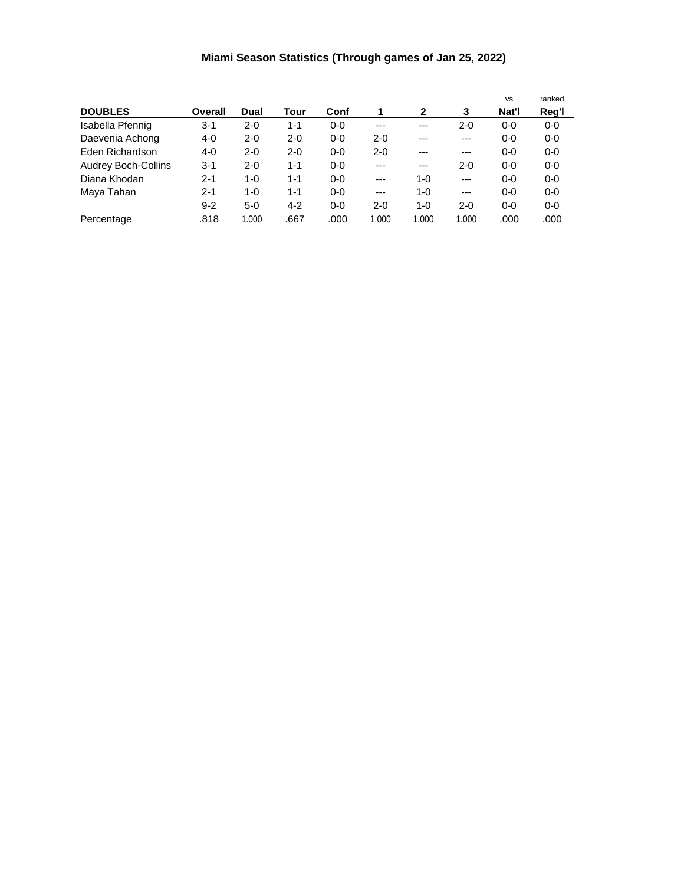**Miami Season Statistics (Through games of Jan 25, 2022)**

| DOUBLES | Overall | Dual | Tour | Conf | 1 | 2 | 3 | vs Nat'l | ranked Reg'l |
|---|---|---|---|---|---|---|---|---|---|
| Isabella Pfennig | 3-1 | 2-0 | 1-1 | 0-0 | --- | --- | 2-0 | 0-0 | 0-0 |
| Daevenia Achong | 4-0 | 2-0 | 2-0 | 0-0 | 2-0 | --- | --- | 0-0 | 0-0 |
| Eden Richardson | 4-0 | 2-0 | 2-0 | 0-0 | 2-0 | --- | --- | 0-0 | 0-0 |
| Audrey Boch-Collins | 3-1 | 2-0 | 1-1 | 0-0 | --- | --- | 2-0 | 0-0 | 0-0 |
| Diana Khodan | 2-1 | 1-0 | 1-1 | 0-0 | --- | 1-0 | --- | 0-0 | 0-0 |
| Maya Tahan | 2-1 | 1-0 | 1-1 | 0-0 | --- | 1-0 | --- | 0-0 | 0-0 |
| | 9-2 | 5-0 | 4-2 | 0-0 | 2-0 | 1-0 | 2-0 | 0-0 | 0-0 |
| Percentage | .818 | 1.000 | .667 | .000 | 1.000 | 1.000 | 1.000 | .000 | .000 |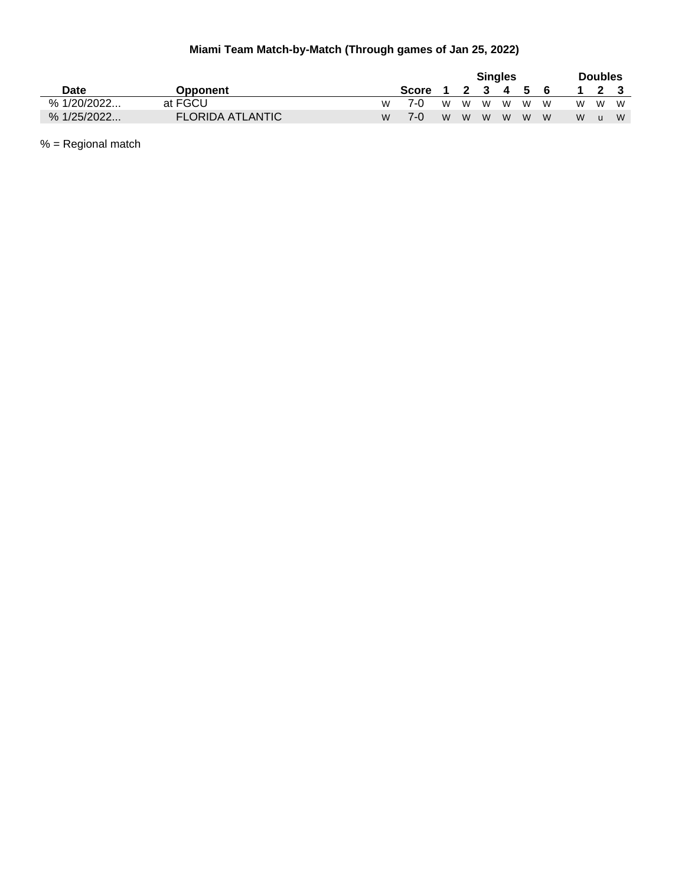# Miami Team Match-by-Match (Through games of Jan 25, 2022)

| Date | Opponent | | Score | Singles 1 | 2 | 3 | 4 | 5 | 6 | Doubles 1 | 2 | 3 |
|---|---|---|---|---|---|---|---|---|---|---|---|---|
| % 1/20/2022... | at FGCU | W | 7-0 | W | W | W | W | W | W | W | W | W |
| % 1/25/2022... | FLORIDA ATLANTIC | W | 7-0 | W | W | W | W | W | W | W | u | W |

% = Regional match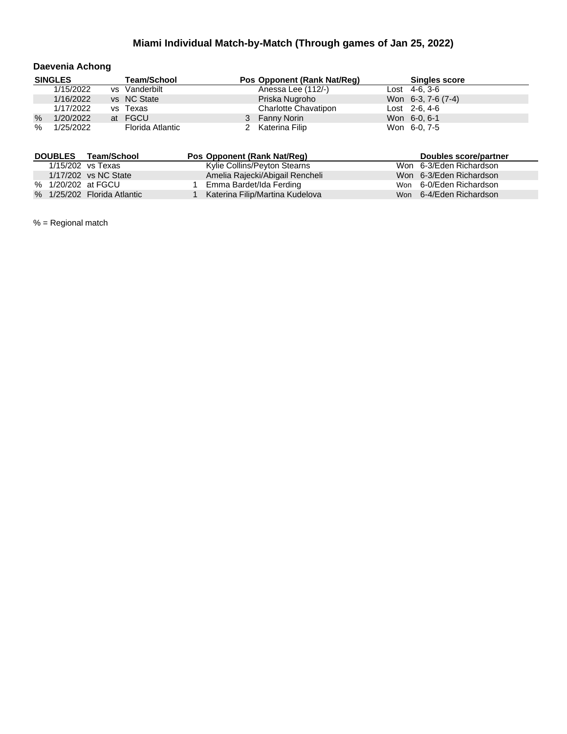# Miami Individual Match-by-Match (Through games of Jan 25, 2022)

## Daevenia Achong

| | SINGLES | | Team/School | Pos | Opponent (Rank Nat/Reg) | | Singles score |
|---|---|---|---|---|---|---|---|
| | 1/15/2022 | vs | Vanderbilt | | Anessa Lee (112/-) | Lost | 4-6, 3-6 |
| | 1/16/2022 | vs | NC State | | Priska Nugroho | Won | 6-3, 7-6 (7-4) |
| | 1/17/2022 | vs | Texas | | Charlotte Chavatipon | Lost | 2-6, 4-6 |
| % | 1/20/2022 | at | FGCU | 3 | Fanny Norin | Won | 6-0, 6-1 |
| % | 1/25/2022 | | Florida Atlantic | 2 | Katerina Filip | Won | 6-0, 7-5 |

| | DOUBLES | Team/School | Pos | Opponent (Rank Nat/Reg) | | Doubles score/partner |
|---|---|---|---|---|---|---|
| | 1/15/202 | vs Texas | | Kylie Collins/Peyton Stearns | Won | 6-3/Eden Richardson |
| | 1/17/202 | vs NC State | | Amelia Rajecki/Abigail Rencheli | Won | 6-3/Eden Richardson |
| % | 1/20/202 | at FGCU | 1 | Emma Bardet/Ida Ferding | Won | 6-0/Eden Richardson |
| % | 1/25/202 | Florida Atlantic | 1 | Katerina Filip/Martina Kudelova | Won | 6-4/Eden Richardson |

% = Regional match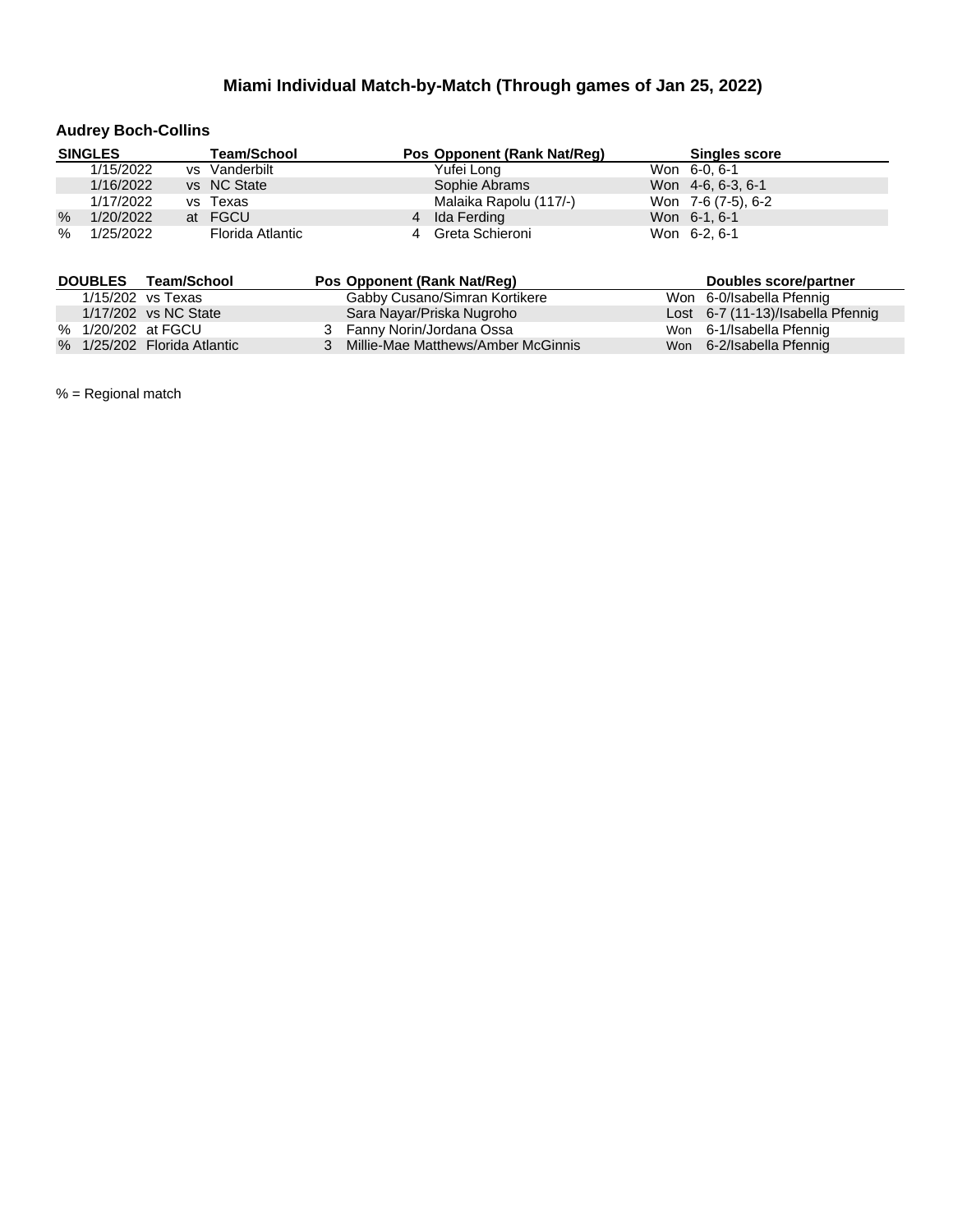# Miami Individual Match-by-Match (Through games of Jan 25, 2022)

## Audrey Boch-Collins

| | SINGLES | | Team/School | Pos | Opponent (Rank Nat/Reg) | | Singles score |
|---|---|---|---|---|---|---|---|
| | 1/15/2022 | vs | Vanderbilt | | Yufei Long | Won | 6-0, 6-1 |
| | 1/16/2022 | vs | NC State | | Sophie Abrams | Won | 4-6, 6-3, 6-1 |
| | 1/17/2022 | vs | Texas | | Malaika Rapolu (117/-) | Won | 7-6 (7-5), 6-2 |
| % | 1/20/2022 | at | FGCU | 4 | Ida Ferding | Won | 6-1, 6-1 |
| % | 1/25/2022 | | Florida Atlantic | 4 | Greta Schieroni | Won | 6-2, 6-1 |

| | DOUBLES | | Team/School | Pos | Opponent (Rank Nat/Reg) | | Doubles score/partner |
|---|---|---|---|---|---|---|---|
| | 1/15/202 | vs | Texas | | Gabby Cusano/Simran Kortikere | Won | 6-0/Isabella Pfennig |
| | 1/17/202 | vs | NC State | | Sara Nayar/Priska Nugroho | Lost | 6-7 (11-13)/Isabella Pfennig |
| % | 1/20/202 | at | FGCU | 3 | Fanny Norin/Jordana Ossa | Won | 6-1/Isabella Pfennig |
| % | 1/25/202 | | Florida Atlantic | 3 | Millie-Mae Matthews/Amber McGinnis | Won | 6-2/Isabella Pfennig |

% = Regional match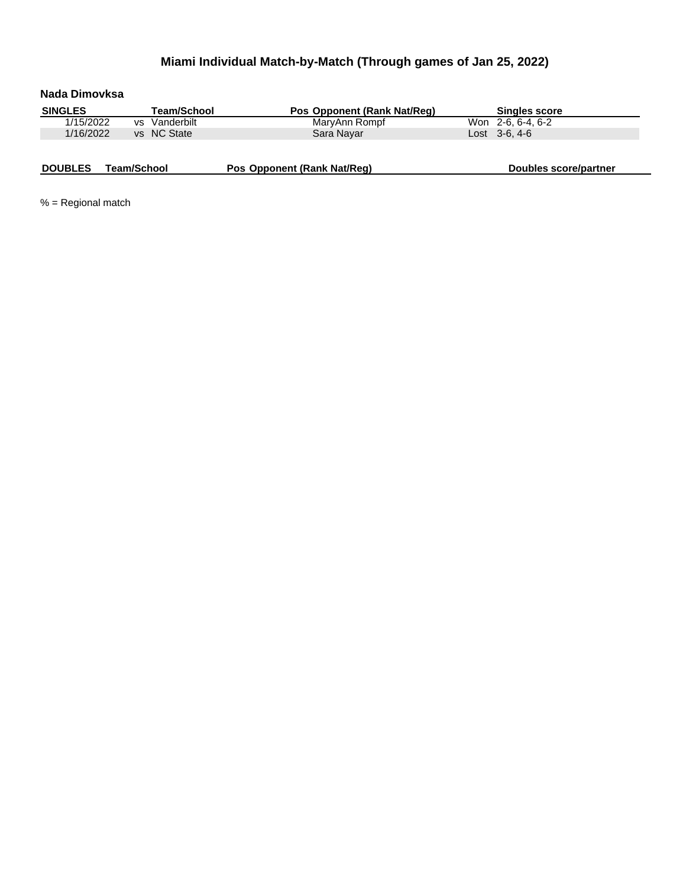# Miami Individual Match-by-Match (Through games of Jan 25, 2022)

## Nada Dimovksa

| SINGLES | | Team/School | Pos | Opponent (Rank Nat/Reg) | | Singles score |
|---|---|---|---|---|---|---|
| 1/15/2022 | vs | Vanderbilt | | MaryAnn Rompf | Won | 2-6, 6-4, 6-2 |
| 1/16/2022 | vs | NC State | | Sara Nayar | Lost | 3-6, 4-6 |

| DOUBLES | Team/School | Pos | Opponent (Rank Nat/Reg) | Doubles score/partner |
|---|---|---|---|---|

% = Regional match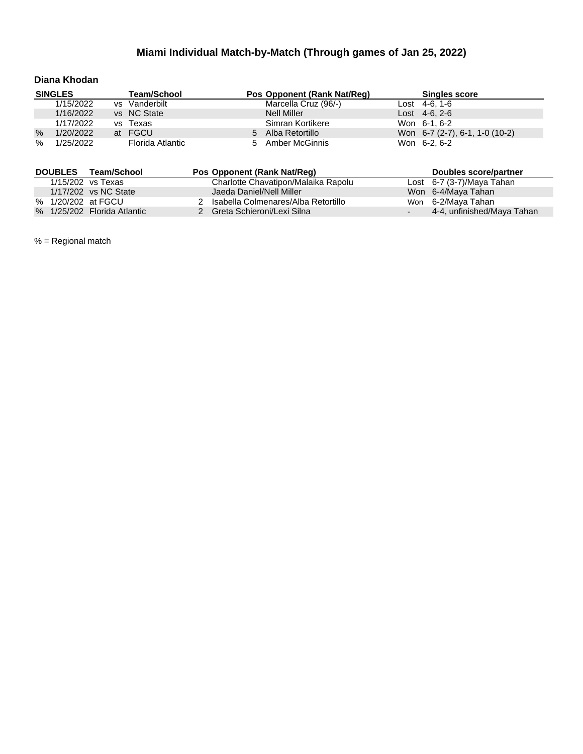# Miami Individual Match-by-Match (Through games of Jan 25, 2022)

## Diana Khodan

| | SINGLES | | Team/School | Pos | Opponent (Rank Nat/Reg) | | Singles score |
|---|---|---|---|---|---|---|---|
| | 1/15/2022 | vs | Vanderbilt | | Marcella Cruz (96/-) | Lost | 4-6, 1-6 |
| | 1/16/2022 | vs | NC State | | Nell Miller | Lost | 4-6, 2-6 |
| | 1/17/2022 | vs | Texas | | Simran Kortikere | Won | 6-1, 6-2 |
| % | 1/20/2022 | at | FGCU | 5 | Alba Retortillo | Won | 6-7 (2-7), 6-1, 1-0 (10-2) |
| % | 1/25/2022 | | Florida Atlantic | 5 | Amber McGinnis | Won | 6-2, 6-2 |

| | DOUBLES | Team/School | Pos | Opponent (Rank Nat/Reg) | | Doubles score/partner |
|---|---|---|---|---|---|---|
| | 1/15/202 | vs Texas | | Charlotte Chavatipon/Malaika Rapolu | Lost | 6-7 (3-7)/Maya Tahan |
| | 1/17/202 | vs NC State | | Jaeda Daniel/Nell Miller | Won | 6-4/Maya Tahan |
| % | 1/20/202 | at FGCU | 2 | Isabella Colmenares/Alba Retortillo | Won | 6-2/Maya Tahan |
| % | 1/25/202 | Florida Atlantic | 2 | Greta Schieroni/Lexi Silna | - | 4-4, unfinished/Maya Tahan |

% = Regional match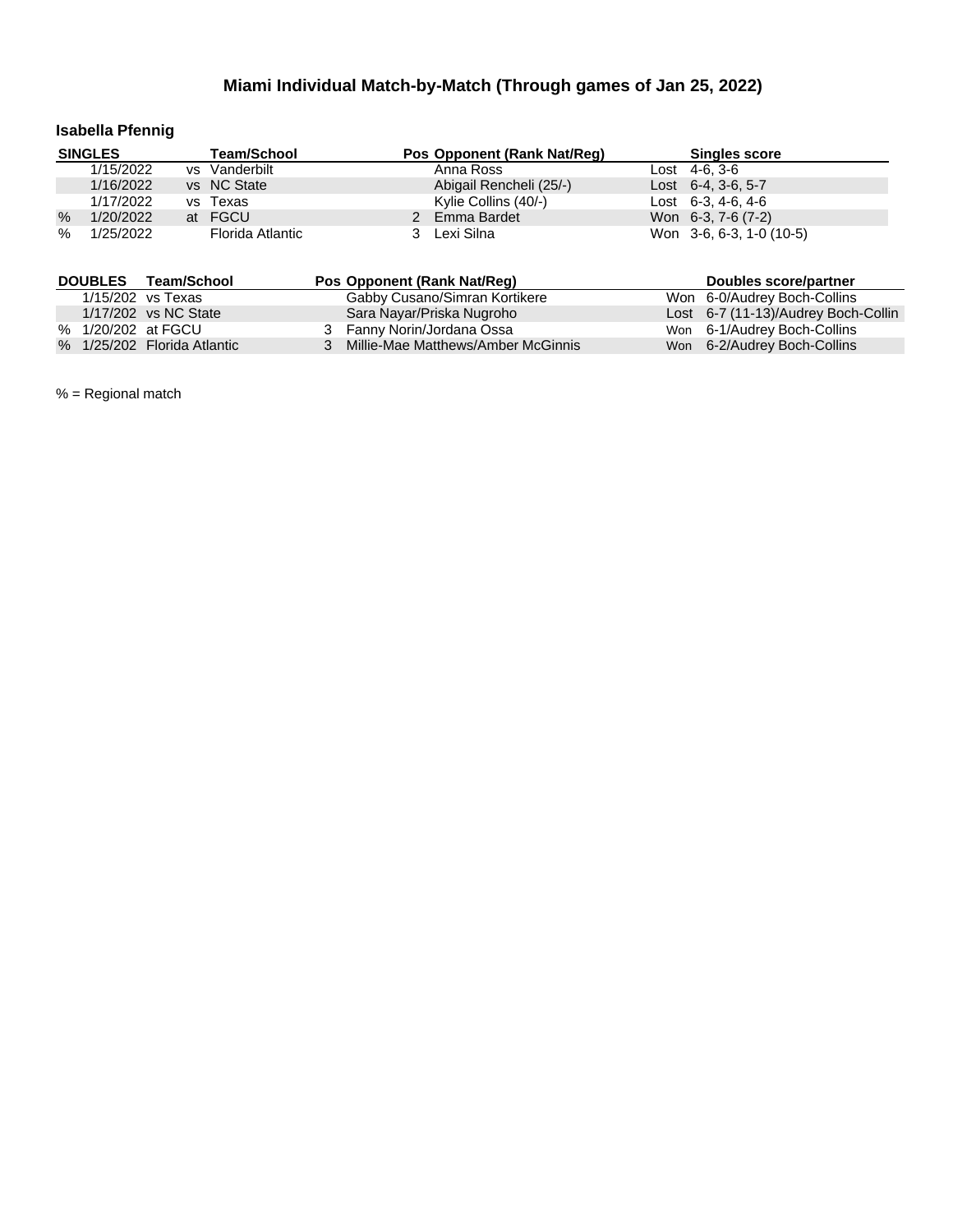# Miami Individual Match-by-Match (Through games of Jan 25, 2022)

## Isabella Pfennig

| | SINGLES | | Team/School | Pos | Opponent (Rank Nat/Reg) | | Singles score |
|---|---|---|---|---|---|---|---|
| | 1/15/2022 | vs | Vanderbilt | | Anna Ross | Lost | 4-6, 3-6 |
| | 1/16/2022 | vs | NC State | | Abigail Rencheli (25/-) | Lost | 6-4, 3-6, 5-7 |
| | 1/17/2022 | vs | Texas | | Kylie Collins (40/-) | Lost | 6-3, 4-6, 4-6 |
| % | 1/20/2022 | at | FGCU | 2 | Emma Bardet | Won | 6-3, 7-6 (7-2) |
| % | 1/25/2022 | | Florida Atlantic | 3 | Lexi Silna | Won | 3-6, 6-3, 1-0 (10-5) |

| | DOUBLES | Team/School | Pos | Opponent (Rank Nat/Reg) | | Doubles score/partner |
|---|---|---|---|---|---|---|
| | 1/15/202 | vs Texas | | Gabby Cusano/Simran Kortikere | Won | 6-0/Audrey Boch-Collins |
| | 1/17/202 | vs NC State | | Sara Nayar/Priska Nugroho | Lost | 6-7 (11-13)/Audrey Boch-Collin |
| % | 1/20/202 | at FGCU | 3 | Fanny Norin/Jordana Ossa | Won | 6-1/Audrey Boch-Collins |
| % | 1/25/202 | Florida Atlantic | 3 | Millie-Mae Matthews/Amber McGinnis | Won | 6-2/Audrey Boch-Collins |

% = Regional match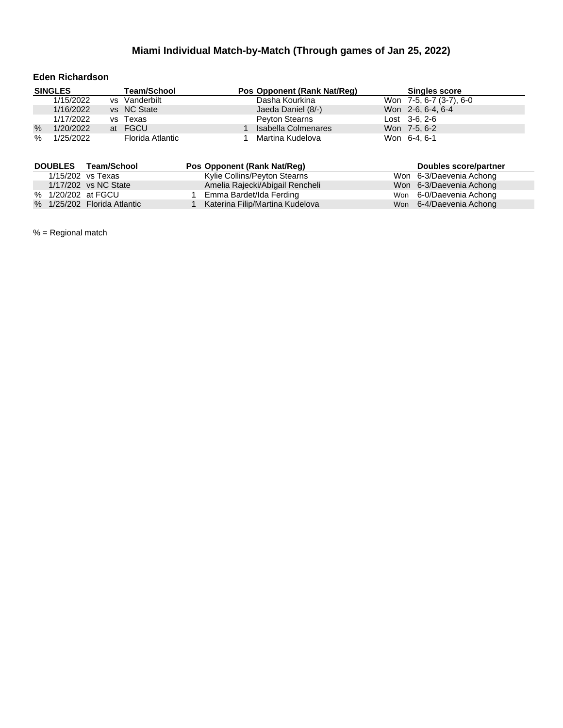## Miami Individual Match-by-Match (Through games of Jan 25, 2022)

### Eden Richardson

| | SINGLES | | Team/School | Pos | Opponent (Rank Nat/Reg) | | Singles score |
|---|---|---|---|---|---|---|---|
| | 1/15/2022 | vs | Vanderbilt | | Dasha Kourkina | Won | 7-5, 6-7 (3-7), 6-0 |
| | 1/16/2022 | vs | NC State | | Jaeda Daniel (8/-) | Won | 2-6, 6-4, 6-4 |
| | 1/17/2022 | vs | Texas | | Peyton Stearns | Lost | 3-6, 2-6 |
| % | 1/20/2022 | at | FGCU | 1 | Isabella Colmenares | Won | 7-5, 6-2 |
| % | 1/25/2022 | | Florida Atlantic | 1 | Martina Kudelova | Won | 6-4, 6-1 |

| | DOUBLES | Team/School | Pos | Opponent (Rank Nat/Reg) | | Doubles score/partner |
|---|---|---|---|---|---|---|
| | 1/15/202 | vs Texas | | Kylie Collins/Peyton Stearns | Won | 6-3/Daevenia Achong |
| | 1/17/202 | vs NC State | | Amelia Rajecki/Abigail Rencheli | Won | 6-3/Daevenia Achong |
| % | 1/20/202 | at FGCU | 1 | Emma Bardet/Ida Ferding | Won | 6-0/Daevenia Achong |
| % | 1/25/202 | Florida Atlantic | 1 | Katerina Filip/Martina Kudelova | Won | 6-4/Daevenia Achong |

% = Regional match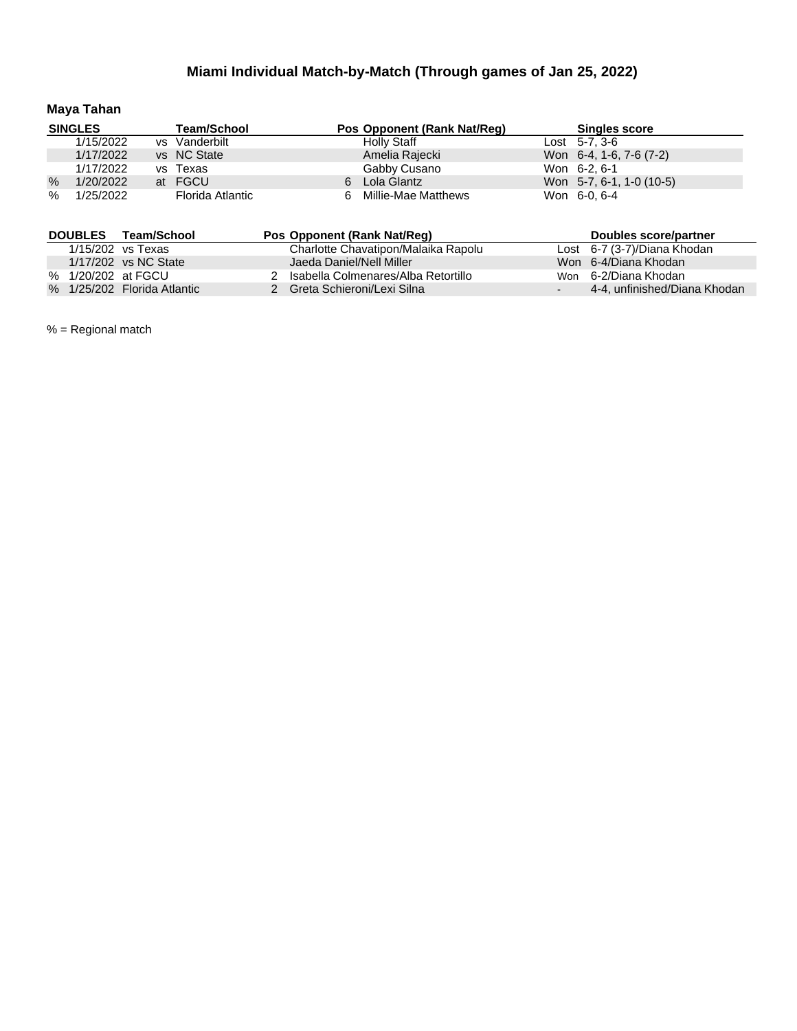# Miami Individual Match-by-Match (Through games of Jan 25, 2022)

## Maya Tahan

| SINGLES | | | Team/School | Pos | Opponent (Rank Nat/Reg) | | Singles score |
|---|---|---|---|---|---|---|---|
| | 1/15/2022 | vs | Vanderbilt | | Holly Staff | Lost | 5-7, 3-6 |
| | 1/17/2022 | vs | NC State | | Amelia Rajecki | Won | 6-4, 1-6, 7-6 (7-2) |
| | 1/17/2022 | vs | Texas | | Gabby Cusano | Won | 6-2, 6-1 |
| % | 1/20/2022 | at | FGCU | 6 | Lola Glantz | Won | 5-7, 6-1, 1-0 (10-5) |
| % | 1/25/2022 | | Florida Atlantic | 6 | Millie-Mae Matthews | Won | 6-0, 6-4 |

| DOUBLES | | Team/School | Pos | Opponent (Rank Nat/Reg) | | Doubles score/partner |
|---|---|---|---|---|---|---|
| | 1/15/202 | vs Texas | | Charlotte Chavatipon/Malaika Rapolu | Lost | 6-7 (3-7)/Diana Khodan |
| | 1/17/202 | vs NC State | | Jaeda Daniel/Nell Miller | Won | 6-4/Diana Khodan |
| % | 1/20/202 | at FGCU | 2 | Isabella Colmenares/Alba Retortillo | Won | 6-2/Diana Khodan |
| % | 1/25/202 | Florida Atlantic | 2 | Greta Schieroni/Lexi Silna | - | 4-4, unfinished/Diana Khodan |

% = Regional match